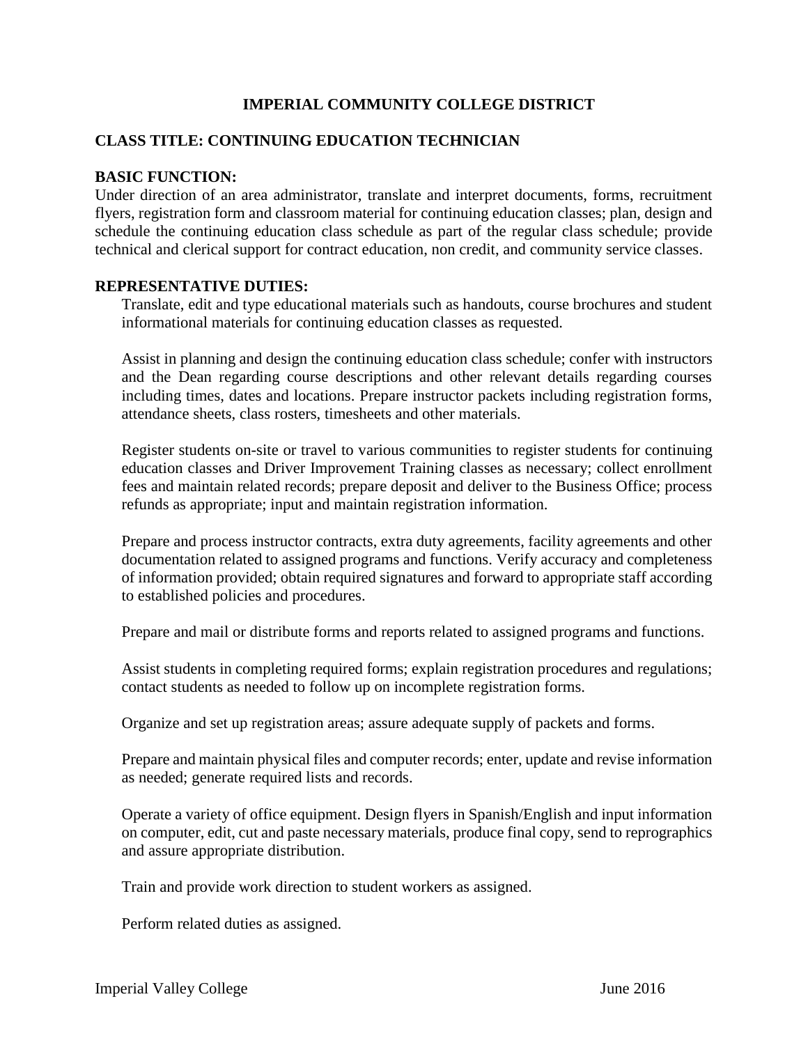# IMPERIAL COMMUNITY COLLEGE DISTRICT

## CLASS TITLE: CONTINUING EDUCATION TECHNICIAN

### BASIC FUNCTION:

Under direction of an area administrator, translate and interpret documents, forms, recruitment flyers, registration form and classroom material for continuing education classes; plan, design and schedule the continuing education class schedule as part of the regular class schedule; provide technical and clerical support for contract education, non credit, and community service classes.

### REPRESENTATIVE DUTIES:

Translate, edit and type educational materials such as handouts, course brochures and student informational materials for continuing education classes as requested.

Assist in planning and design the continuing education class schedule; confer with instructors and the Dean regarding course descriptions and other relevant details regarding courses including times, dates and locations. Prepare instructor packets including registration forms, attendance sheets, class rosters, timesheets and other materials.

Register students on-site or travel to various communities to register students for continuing education classes and Driver Improvement Training classes as necessary; collect enrollment fees and maintain related records; prepare deposit and deliver to the Business Office; process refunds as appropriate; input and maintain registration information.

Prepare and process instructor contracts, extra duty agreements, facility agreements and other documentation related to assigned programs and functions. Verify accuracy and completeness of information provided; obtain required signatures and forward to appropriate staff according to established policies and procedures.

Prepare and mail or distribute forms and reports related to assigned programs and functions.

Assist students in completing required forms; explain registration procedures and regulations; contact students as needed to follow up on incomplete registration forms.

Organize and set up registration areas; assure adequate supply of packets and forms.

Prepare and maintain physical files and computer records; enter, update and revise information as needed; generate required lists and records.

Operate a variety of office equipment. Design flyers in Spanish/English and input information on computer, edit, cut and paste necessary materials, produce final copy, send to reprographics and assure appropriate distribution.

Train and provide work direction to student workers as assigned.

Perform related duties as assigned.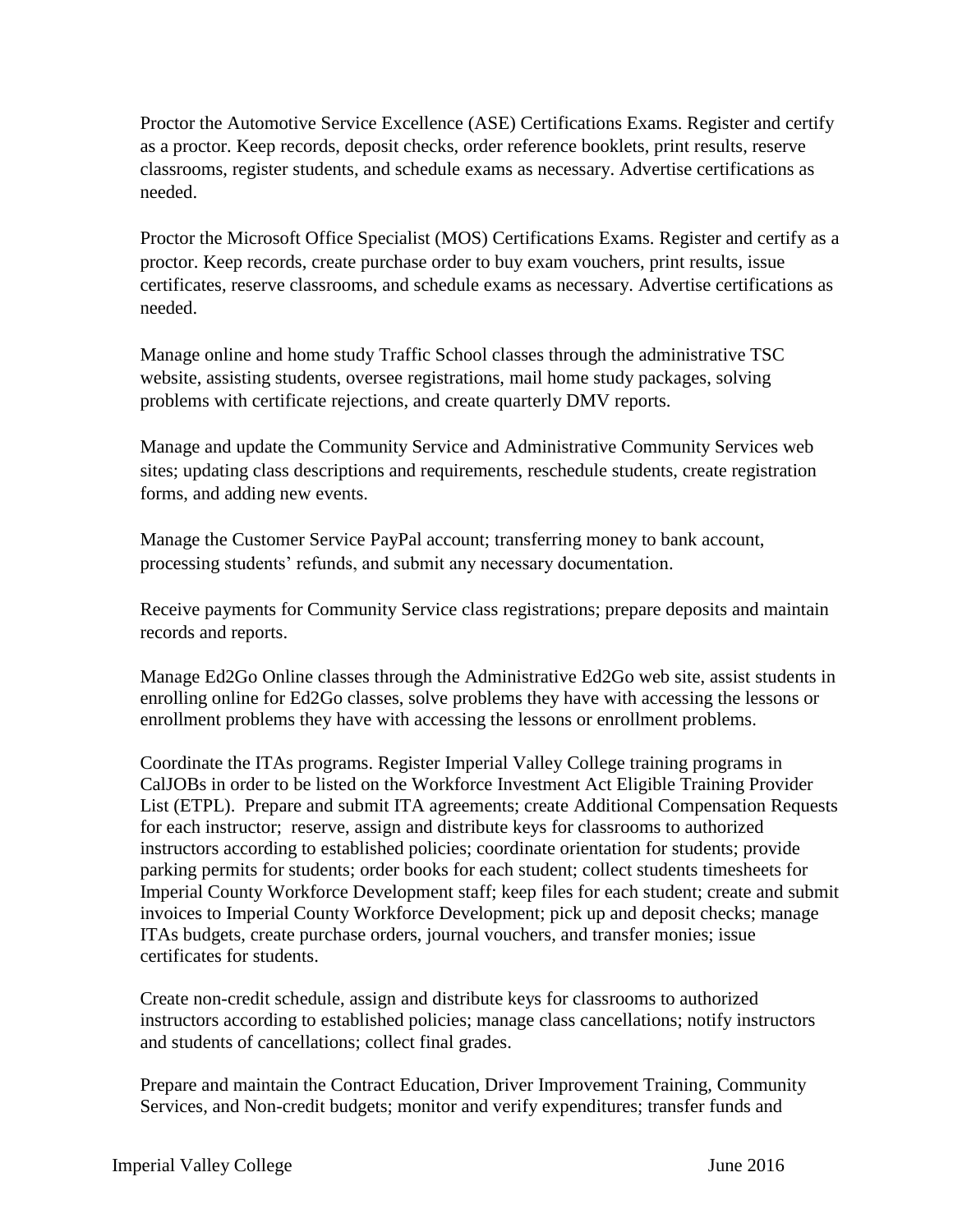Proctor the Automotive Service Excellence (ASE) Certifications Exams. Register and certify as a proctor. Keep records, deposit checks, order reference booklets, print results, reserve classrooms, register students, and schedule exams as necessary. Advertise certifications as needed.

Proctor the Microsoft Office Specialist (MOS) Certifications Exams. Register and certify as a proctor. Keep records, create purchase order to buy exam vouchers, print results, issue certificates, reserve classrooms, and schedule exams as necessary. Advertise certifications as needed.

Manage online and home study Traffic School classes through the administrative TSC website, assisting students, oversee registrations, mail home study packages, solving problems with certificate rejections, and create quarterly DMV reports.

Manage and update the Community Service and Administrative Community Services web sites; updating class descriptions and requirements, reschedule students, create registration forms, and adding new events.

Manage the Customer Service PayPal account; transferring money to bank account, processing students' refunds, and submit any necessary documentation.

Receive payments for Community Service class registrations; prepare deposits and maintain records and reports.

Manage Ed2Go Online classes through the Administrative Ed2Go web site, assist students in enrolling online for Ed2Go classes, solve problems they have with accessing the lessons or enrollment problems they have with accessing the lessons or enrollment problems.

Coordinate the ITAs programs. Register Imperial Valley College training programs in CalJOBs in order to be listed on the Workforce Investment Act Eligible Training Provider List (ETPL). Prepare and submit ITA agreements; create Additional Compensation Requests for each instructor; reserve, assign and distribute keys for classrooms to authorized instructors according to established policies; coordinate orientation for students; provide parking permits for students; order books for each student; collect students timesheets for Imperial County Workforce Development staff; keep files for each student; create and submit invoices to Imperial County Workforce Development; pick up and deposit checks; manage ITAs budgets, create purchase orders, journal vouchers, and transfer monies; issue certificates for students.

Create non-credit schedule, assign and distribute keys for classrooms to authorized instructors according to established policies; manage class cancellations; notify instructors and students of cancellations; collect final grades.

Prepare and maintain the Contract Education, Driver Improvement Training, Community Services, and Non-credit budgets; monitor and verify expenditures; transfer funds and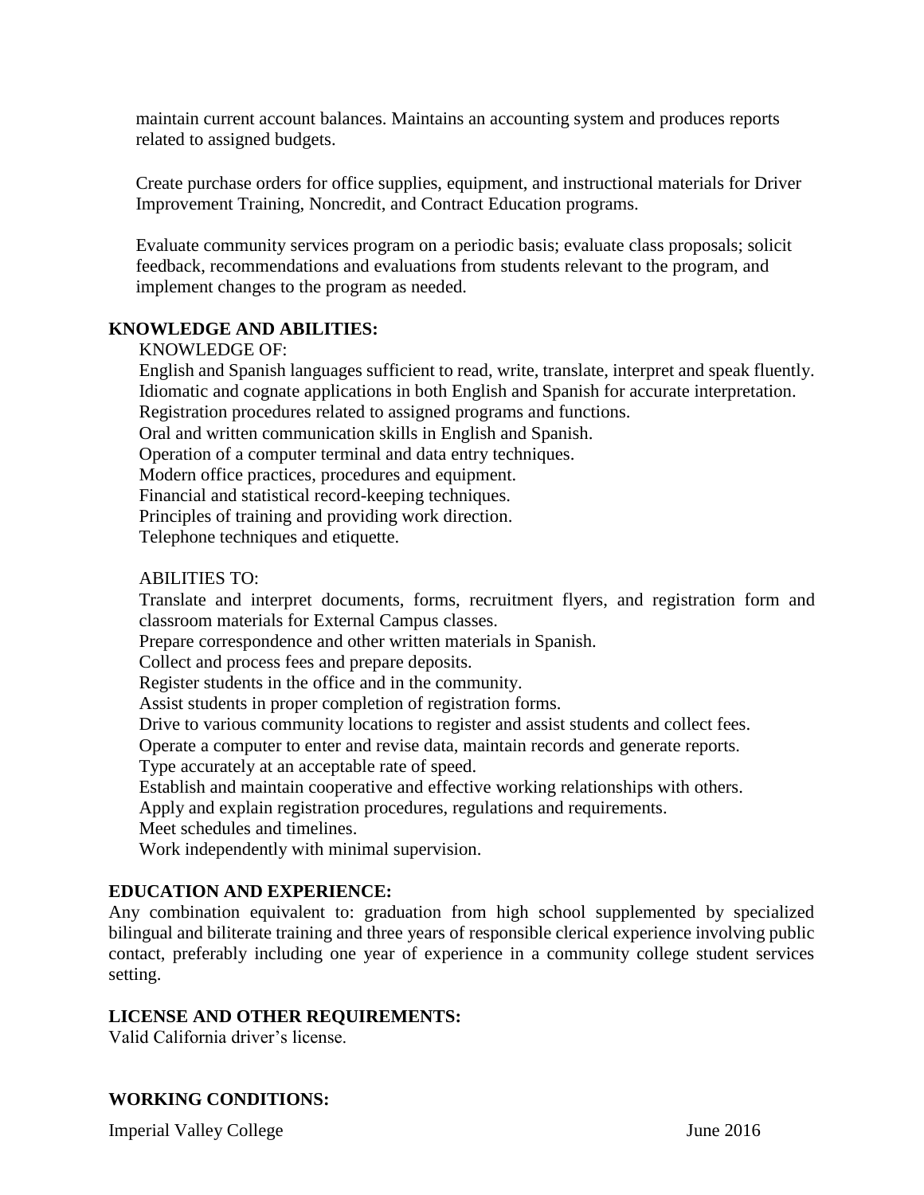maintain current account balances. Maintains an accounting system and produces reports related to assigned budgets.

Create purchase orders for office supplies, equipment, and instructional materials for Driver Improvement Training, Noncredit, and Contract Education programs.

Evaluate community services program on a periodic basis; evaluate class proposals; solicit feedback, recommendations and evaluations from students relevant to the program, and implement changes to the program as needed.

## KNOWLEDGE AND ABILITIES:

KNOWLEDGE OF:

English and Spanish languages sufficient to read, write, translate, interpret and speak fluently.
Idiomatic and cognate applications in both English and Spanish for accurate interpretation.
Registration procedures related to assigned programs and functions.
Oral and written communication skills in English and Spanish.
Operation of a computer terminal and data entry techniques.
Modern office practices, procedures and equipment.
Financial and statistical record-keeping techniques.
Principles of training and providing work direction.
Telephone techniques and etiquette.

ABILITIES TO:

Translate and interpret documents, forms, recruitment flyers, and registration form and classroom materials for External Campus classes.
Prepare correspondence and other written materials in Spanish.
Collect and process fees and prepare deposits.
Register students in the office and in the community.
Assist students in proper completion of registration forms.
Drive to various community locations to register and assist students and collect fees.
Operate a computer to enter and revise data, maintain records and generate reports.
Type accurately at an acceptable rate of speed.
Establish and maintain cooperative and effective working relationships with others.
Apply and explain registration procedures, regulations and requirements.
Meet schedules and timelines.
Work independently with minimal supervision.

## EDUCATION AND EXPERIENCE:

Any combination equivalent to: graduation from high school supplemented by specialized bilingual and biliterate training and three years of responsible clerical experience involving public contact, preferably including one year of experience in a community college student services setting.

## LICENSE AND OTHER REQUIREMENTS:

Valid California driver's license.

## WORKING CONDITIONS: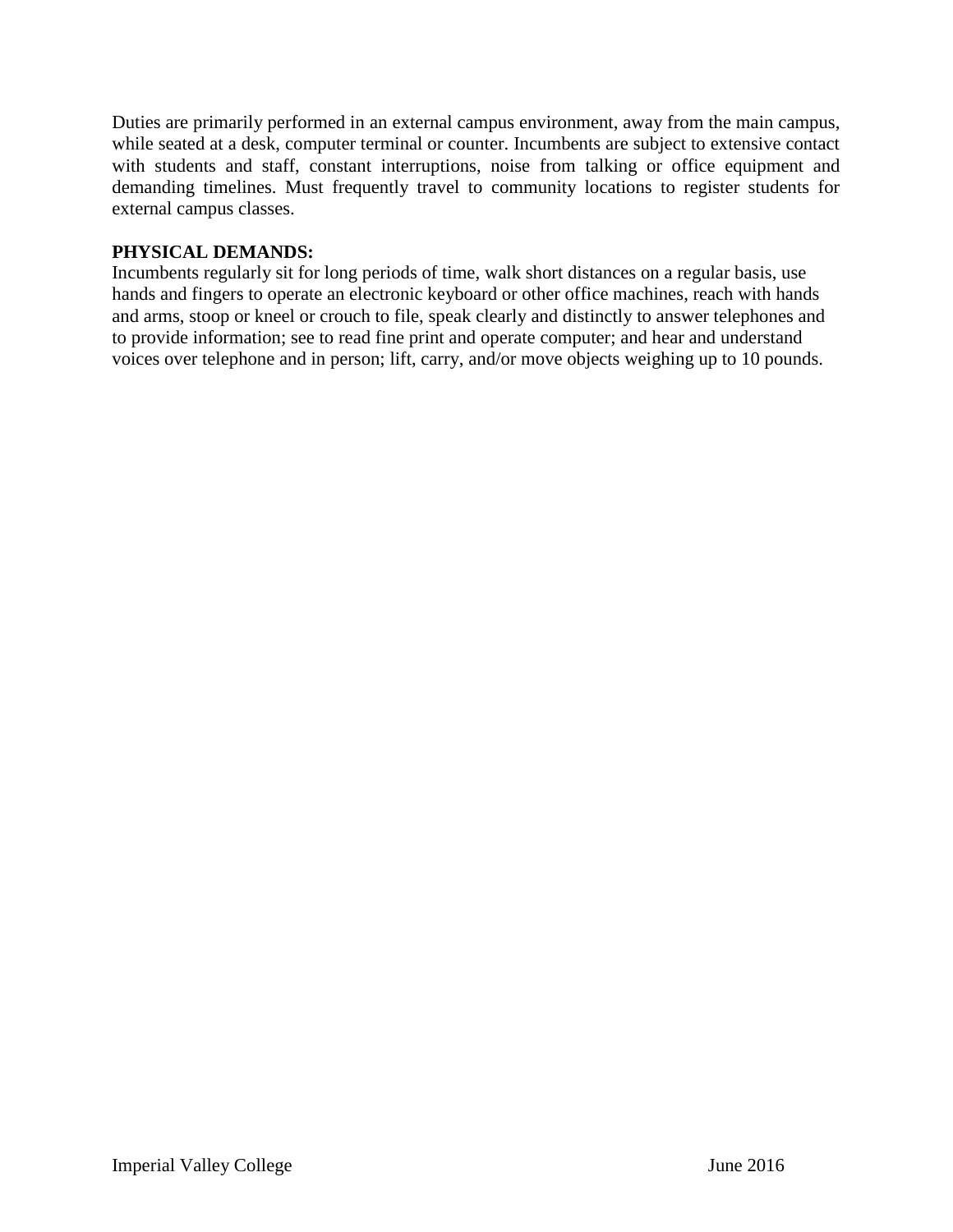Duties are primarily performed in an external campus environment, away from the main campus, while seated at a desk, computer terminal or counter. Incumbents are subject to extensive contact with students and staff, constant interruptions, noise from talking or office equipment and demanding timelines. Must frequently travel to community locations to register students for external campus classes.

**PHYSICAL DEMANDS:**
Incumbents regularly sit for long periods of time, walk short distances on a regular basis, use hands and fingers to operate an electronic keyboard or other office machines, reach with hands and arms, stoop or kneel or crouch to file, speak clearly and distinctly to answer telephones and to provide information; see to read fine print and operate computer; and hear and understand voices over telephone and in person; lift, carry, and/or move objects weighing up to 10 pounds.